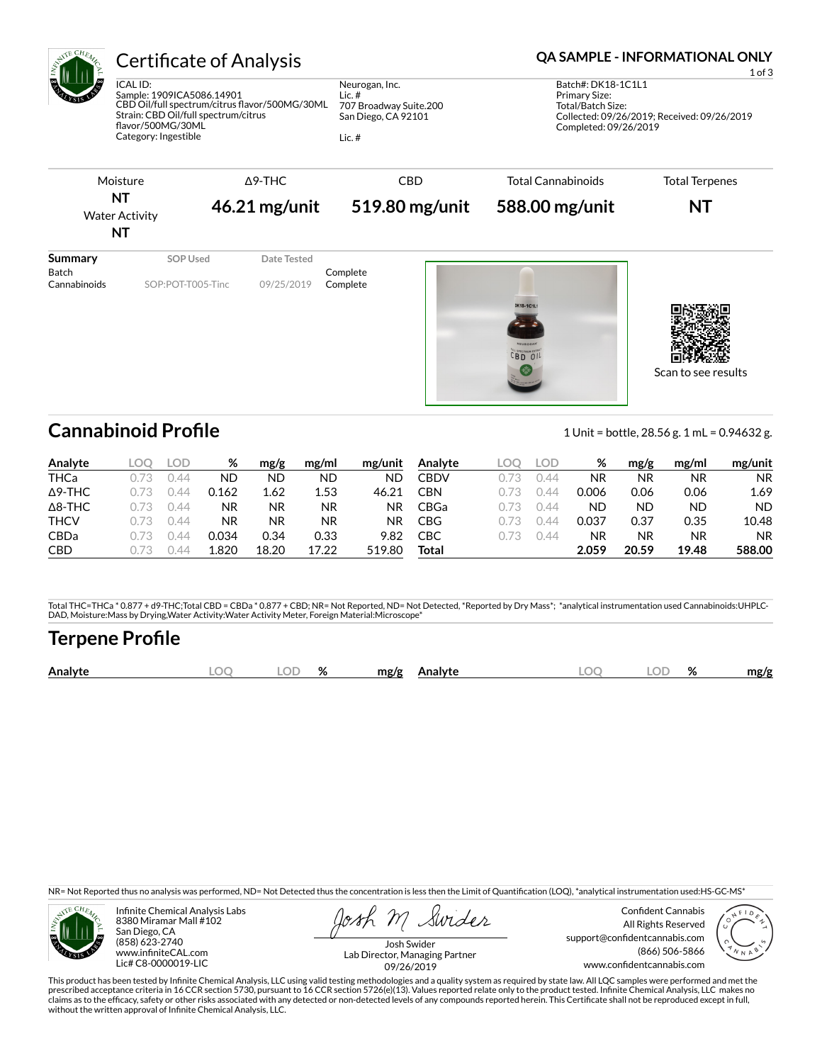# Certificate of Analysis

**QA SAMPLE - INFORMATIONAL ONLY**

ICAL ID:
Sample: 1909ICA5086.14901
CBD Oil/full spectrum/citrus flavor/500MG/30ML
Strain: CBD Oil/full spectrum/citrus flavor/500MG/30ML
Category: Ingestible

Neurogan, Inc.
Lic. #
707 Broadway Suite.200
San Diego, CA 92101

Lic. #

Batch#: DK18-1C1L1
Primary Size:
Total/Batch Size:
Collected: 09/26/2019; Received: 09/26/2019
Completed: 09/26/2019

| Moisture | Δ9-THC | CBD | Total Cannabinoids | Total Terpenes |
|---|---|---|---|---|
| **NT** | **46.21 mg/unit** | **519.80 mg/unit** | **588.00 mg/unit** | **NT** |
| Water Activity **NT** | | | | |

| Summary | SOP Used | Date Tested | |
|---|---|---|---|
| Batch | | | Complete |
| Cannabinoids | SOP:POT-T005-Tinc | 09/25/2019 | Complete |

Scan to see results

## Cannabinoid Profile

1 Unit = bottle, 28.56 g. 1 mL = 0.94632 g.

| Analyte | LOQ | LOD | % | mg/g | mg/ml | mg/unit |
|---|---|---|---|---|---|---|
| THCa | 0.73 | 0.44 | ND | ND | ND | ND |
| Δ9-THC | 0.73 | 0.44 | 0.162 | 1.62 | 1.53 | 46.21 |
| Δ8-THC | 0.73 | 0.44 | NR | NR | NR | NR |
| THCV | 0.73 | 0.44 | NR | NR | NR | NR |
| CBDa | 0.73 | 0.44 | 0.034 | 0.34 | 0.33 | 9.82 |
| CBD | 0.73 | 0.44 | 1.820 | 18.20 | 17.22 | 519.80 |
| CBDV | 0.73 | 0.44 | NR | NR | NR | NR |
| CBN | 0.73 | 0.44 | 0.006 | 0.06 | 0.06 | 1.69 |
| CBGa | 0.73 | 0.44 | ND | ND | ND | ND |
| CBG | 0.73 | 0.44 | 0.037 | 0.37 | 0.35 | 10.48 |
| CBC | 0.73 | 0.44 | NR | NR | NR | NR |
| **Total** | | | **2.059** | **20.59** | **19.48** | **588.00** |

Total THC=THCa * 0.877 + d9-THC;Total CBD = CBDa * 0.877 + CBD; NR= Not Reported, ND= Not Detected, *Reported by Dry Mass*; *analytical instrumentation used Cannabinoids:UHPLC-DAD, Moisture:Mass by Drying,Water Activity:Water Activity Meter, Foreign Material:Microscope*

## Terpene Profile

| Analyte | LOQ | LOD | % | mg/g | Analyte | LOQ | LOD | % | mg/g |
|---|---|---|---|---|---|---|---|---|---|

NR= Not Reported thus no analysis was performed, ND= Not Detected thus the concentration is less then the Limit of Quantification (LOQ), *analytical instrumentation used:HS-GC-MS*

Infinite Chemical Analysis Labs
8380 Miramar Mall #102
San Diego, CA
(858) 623-2740
www.infiniteCAL.com
Lic# C8-0000019-LIC

Josh Swider
Lab Director, Managing Partner
09/26/2019

Confident Cannabis
All Rights Reserved
support@confidentcannabis.com
(866) 506-5866
www.confidentcannabis.com

This product has been tested by Infinite Chemical Analysis, LLC using valid testing methodologies and a quality system as required by state law. All LQC samples were performed and met the prescribed acceptance criteria in 16 CCR section 5730, pursuant to 16 CCR section 5726(e)(13). Values reported relate only to the product tested. Infinite Chemical Analysis, LLC makes no claims as to the efficacy, safety or other risks associated with any detected or non-detected levels of any compounds reported herein. This Certificate shall not be reproduced except in full, without the written approval of Infinite Chemical Analysis, LLC.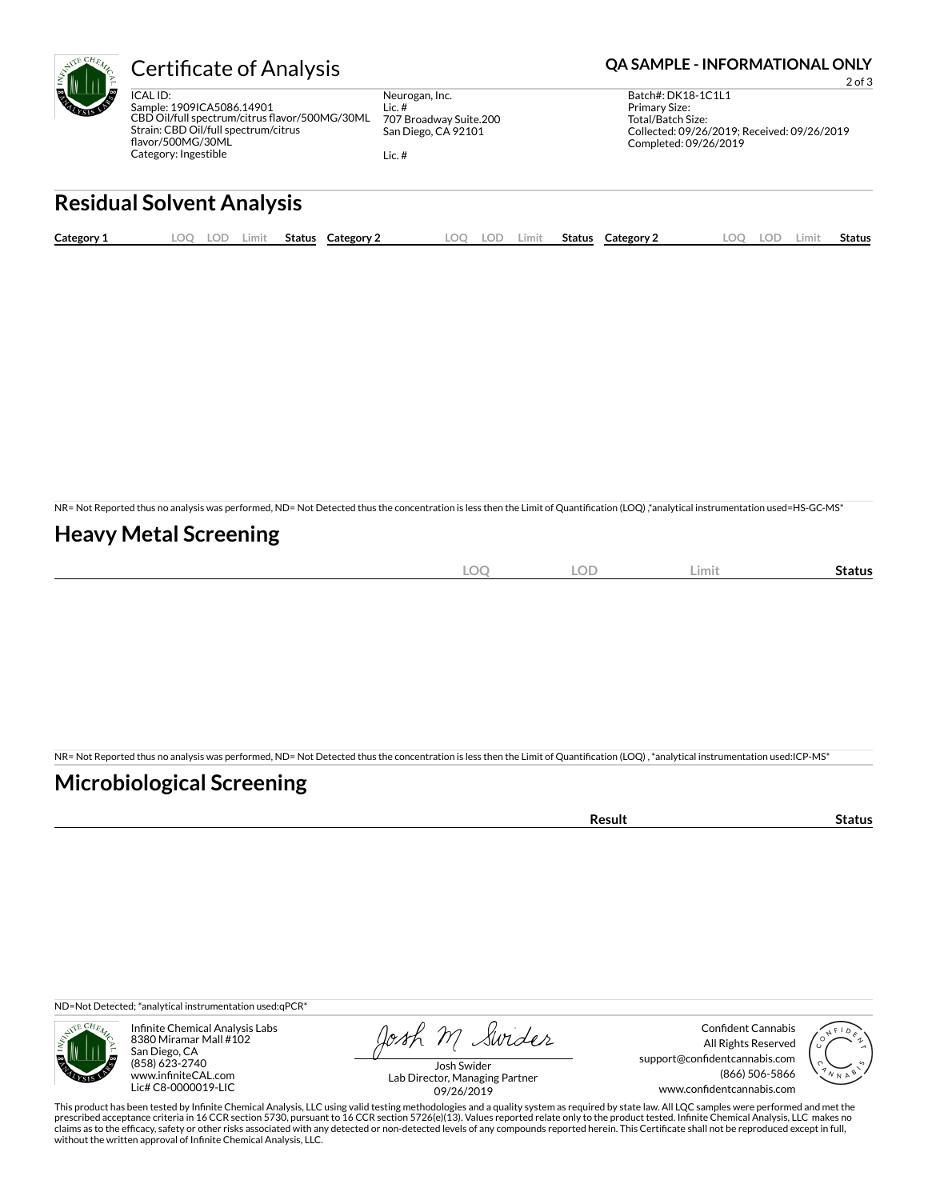# Certificate of Analysis

**QA SAMPLE - INFORMATIONAL ONLY**

ICAL ID:
Sample: 1909ICA5086.14901
CBD Oil/full spectrum/citrus flavor/500MG/30ML
Strain: CBD Oil/full spectrum/citrus flavor/500MG/30ML
Category: Ingestible

Neurogan, Inc.
Lic. #
707 Broadway Suite.200
San Diego, CA 92101

Lic. #

Batch#: DK18-1C1L1
Primary Size:
Total/Batch Size:
Collected: 09/26/2019; Received: 09/26/2019
Completed: 09/26/2019

## Residual Solvent Analysis

| Category 1 | LOQ | LOD | Limit | Status | Category 2 | LOQ | LOD | Limit | Status | Category 2 | LOQ | LOD | Limit | Status |
|---|---|---|---|---|---|---|---|---|---|---|---|---|---|---|

NR= Not Reported thus no analysis was performed, ND= Not Detected thus the concentration is less then the Limit of Quantification (LOQ) ,*analytical instrumentation used=HS-GC-MS*

## Heavy Metal Screening

| | LOQ | LOD | Limit | Status |
|---|---|---|---|---|

NR= Not Reported thus no analysis was performed, ND= Not Detected thus the concentration is less then the Limit of Quantification (LOQ) , *analytical instrumentation used:ICP-MS*

## Microbiological Screening

| | Result | Status |
|---|---|---|

ND=Not Detected; *analytical instrumentation used:qPCR*

Infinite Chemical Analysis Labs
8380 Miramar Mall #102
San Diego, CA
(858) 623-2740
www.infiniteCAL.com
Lic# C8-0000019-LIC

Josh Swider
Lab Director, Managing Partner
09/26/2019

Confident Cannabis
All Rights Reserved
support@confidentcannabis.com
(866) 506-5866
www.confidentcannabis.com

This product has been tested by Infinite Chemical Analysis, LLC using valid testing methodologies and a quality system as required by state law. All LQC samples were performed and met the prescribed acceptance criteria in 16 CCR section 5730, pursuant to 16 CCR section 5726(e)(13). Values reported relate only to the product tested. Infinite Chemical Analysis, LLC makes no claims as to the efficacy, safety or other risks associated with any detected or non-detected levels of any compounds reported herein. This Certificate shall not be reproduced except in full, without the written approval of Infinite Chemical Analysis, LLC.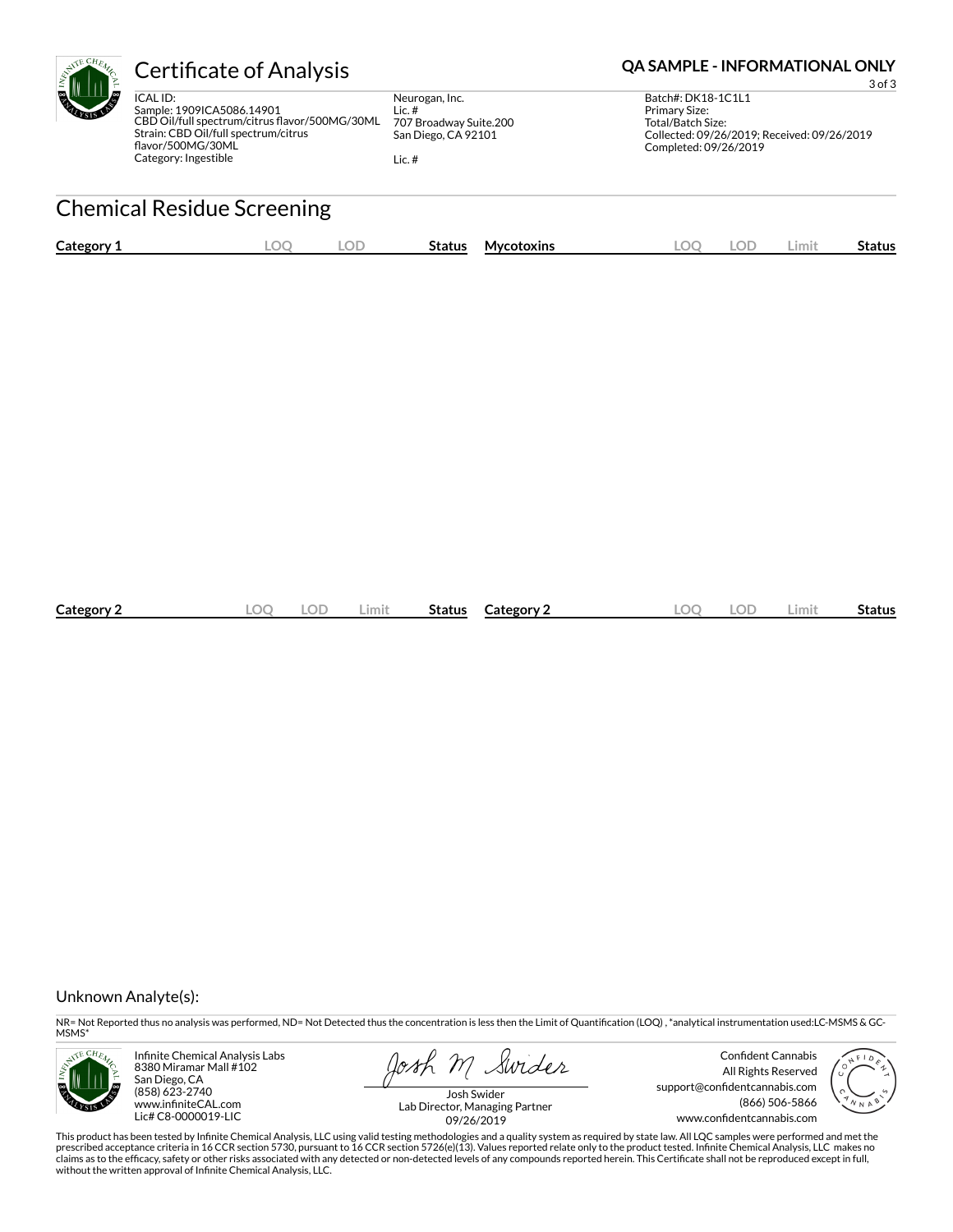# Certificate of Analysis

**QA SAMPLE - INFORMATIONAL ONLY**

ICAL ID:
Sample: 1909ICA5086.14901
CBD Oil/full spectrum/citrus flavor/500MG/30ML
Strain: CBD Oil/full spectrum/citrus flavor/500MG/30ML
Category: Ingestible

Neurogan, Inc.
Lic. #
707 Broadway Suite.200
San Diego, CA 92101

Lic. #

Batch#: DK18-1C1L1
Primary Size:
Total/Batch Size:
Collected: 09/26/2019; Received: 09/26/2019
Completed: 09/26/2019

## Chemical Residue Screening

| Category 1 | LOQ | LOD | Status |
|---|---|---|---|

| Mycotoxins | LOQ | LOD | Limit | Status |
|---|---|---|---|---|

| Category 2 | LOQ | LOD | Limit | Status |
|---|---|---|---|---|

| Category 2 | LOQ | LOD | Limit | Status |
|---|---|---|---|---|

Unknown Analyte(s):

NR= Not Reported thus no analysis was performed, ND= Not Detected thus the concentration is less then the Limit of Quantification (LOQ) , *analytical instrumentation used:LC-MSMS & GC-MSMS*

Infinite Chemical Analysis Labs
8380 Miramar Mall #102
San Diego, CA
(858) 623-2740
www.infiniteCAL.com
Lic# C8-0000019-LIC

Josh Swider
Lab Director, Managing Partner
09/26/2019

Confident Cannabis
All Rights Reserved
support@confidentcannabis.com
(866) 506-5866
www.confidentcannabis.com

This product has been tested by Infinite Chemical Analysis, LLC using valid testing methodologies and a quality system as required by state law. All LQC samples were performed and met the prescribed acceptance criteria in 16 CCR section 5730, pursuant to 16 CCR section 5726(e)(13). Values reported relate only to the product tested. Infinite Chemical Analysis, LLC makes no claims as to the efficacy, safety or other risks associated with any detected or non-detected levels of any compounds reported herein. This Certificate shall not be reproduced except in full, without the written approval of Infinite Chemical Analysis, LLC.